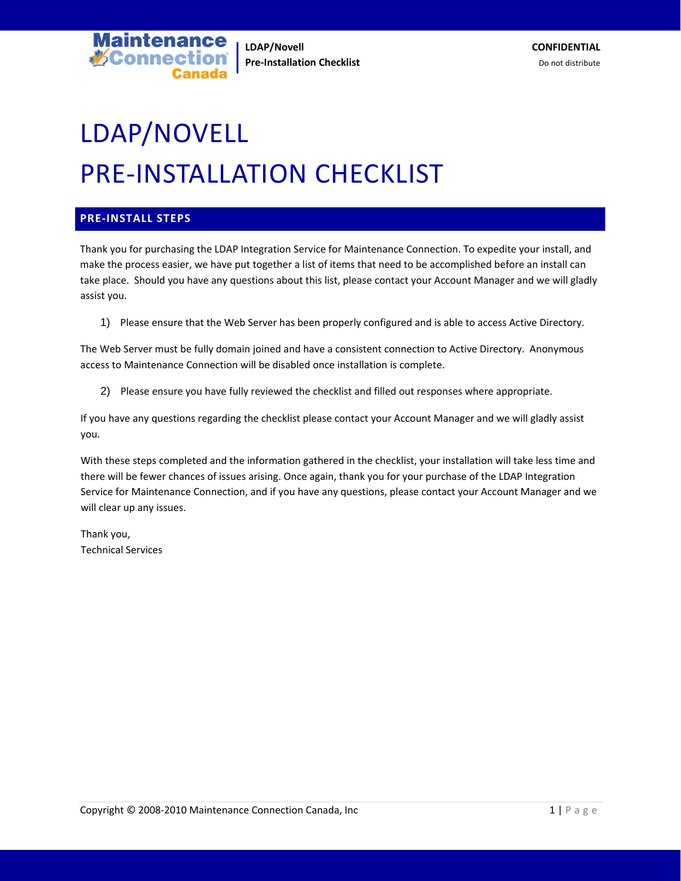# LDAP/NOVELL
# PRE-INSTALLATION CHECKLIST

## PRE-INSTALL STEPS

Thank you for purchasing the LDAP Integration Service for Maintenance Connection. To expedite your install, and make the process easier, we have put together a list of items that need to be accomplished before an install can take place. Should you have any questions about this list, please contact your Account Manager and we will gladly assist you.

1) Please ensure that the Web Server has been properly configured and is able to access Active Directory.

The Web Server must be fully domain joined and have a consistent connection to Active Directory. Anonymous access to Maintenance Connection will be disabled once installation is complete.

2) Please ensure you have fully reviewed the checklist and filled out responses where appropriate.

If you have any questions regarding the checklist please contact your Account Manager and we will gladly assist you.

With these steps completed and the information gathered in the checklist, your installation will take less time and there will be fewer chances of issues arising. Once again, thank you for your purchase of the LDAP Integration Service for Maintenance Connection, and if you have any questions, please contact your Account Manager and we will clear up any issues.

Thank you,
Technical Services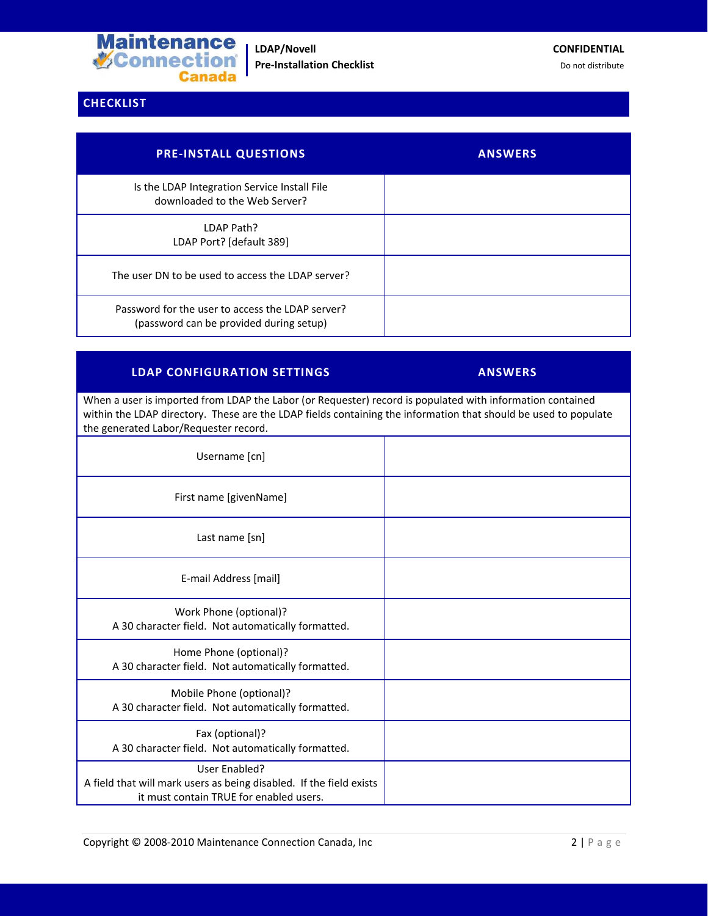## CHECKLIST

| PRE-INSTALL QUESTIONS | ANSWERS |
|---|---|
| Is the LDAP Integration Service Install File downloaded to the Web Server? | |
| LDAP Path?<br>LDAP Port? [default 389] | |
| The user DN to be used to access the LDAP server? | |
| Password for the user to access the LDAP server?<br>(password can be provided during setup) | |

| LDAP CONFIGURATION SETTINGS | ANSWERS |
|---|---|
| When a user is imported from LDAP the Labor (or Requester) record is populated with information contained within the LDAP directory. These are the LDAP fields containing the information that should be used to populate the generated Labor/Requester record. | |
| Username [cn] | |
| First name [givenName] | |
| Last name [sn] | |
| E-mail Address [mail] | |
| Work Phone (optional)?<br>A 30 character field. Not automatically formatted. | |
| Home Phone (optional)?<br>A 30 character field. Not automatically formatted. | |
| Mobile Phone (optional)?<br>A 30 character field. Not automatically formatted. | |
| Fax (optional)?<br>A 30 character field. Not automatically formatted. | |
| User Enabled?<br>A field that will mark users as being disabled. If the field exists it must contain TRUE for enabled users. | |

Copyright © 2008-2010 Maintenance Connection Canada, Inc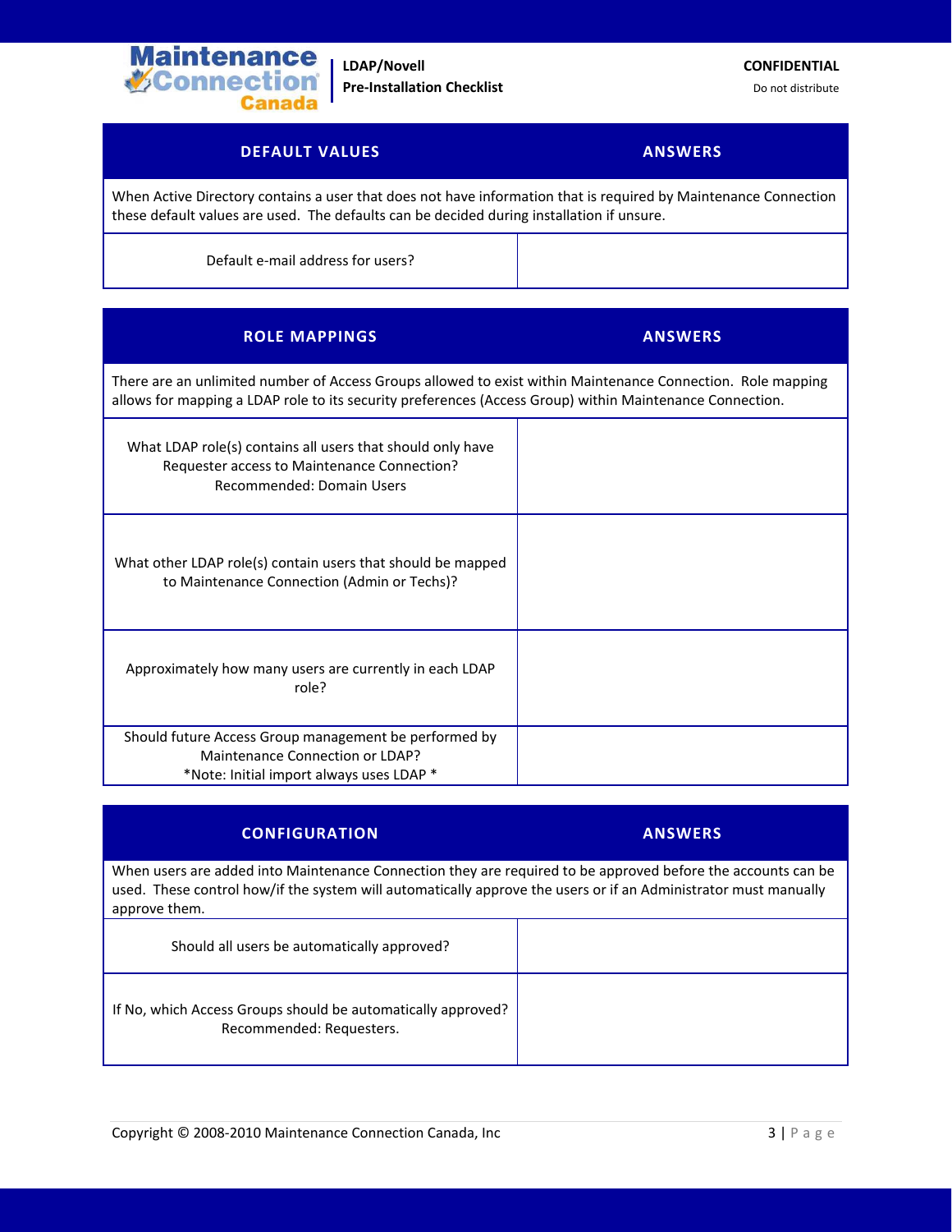| DEFAULT VALUES | ANSWERS |
| --- | --- |
| When Active Directory contains a user that does not have information that is required by Maintenance Connection these default values are used. The defaults can be decided during installation if unsure. | |
| Default e-mail address for users? | |

| ROLE MAPPINGS | ANSWERS |
| --- | --- |
| There are an unlimited number of Access Groups allowed to exist within Maintenance Connection. Role mapping allows for mapping a LDAP role to its security preferences (Access Group) within Maintenance Connection. | |
| What LDAP role(s) contains all users that should only have Requester access to Maintenance Connection? Recommended: Domain Users | |
| What other LDAP role(s) contain users that should be mapped to Maintenance Connection (Admin or Techs)? | |
| Approximately how many users are currently in each LDAP role? | |
| Should future Access Group management be performed by Maintenance Connection or LDAP? *Note: Initial import always uses LDAP * | |

| CONFIGURATION | ANSWERS |
| --- | --- |
| When users are added into Maintenance Connection they are required to be approved before the accounts can be used. These control how/if the system will automatically approve the users or if an Administrator must manually approve them. | |
| Should all users be automatically approved? | |
| If No, which Access Groups should be automatically approved? Recommended: Requesters. | |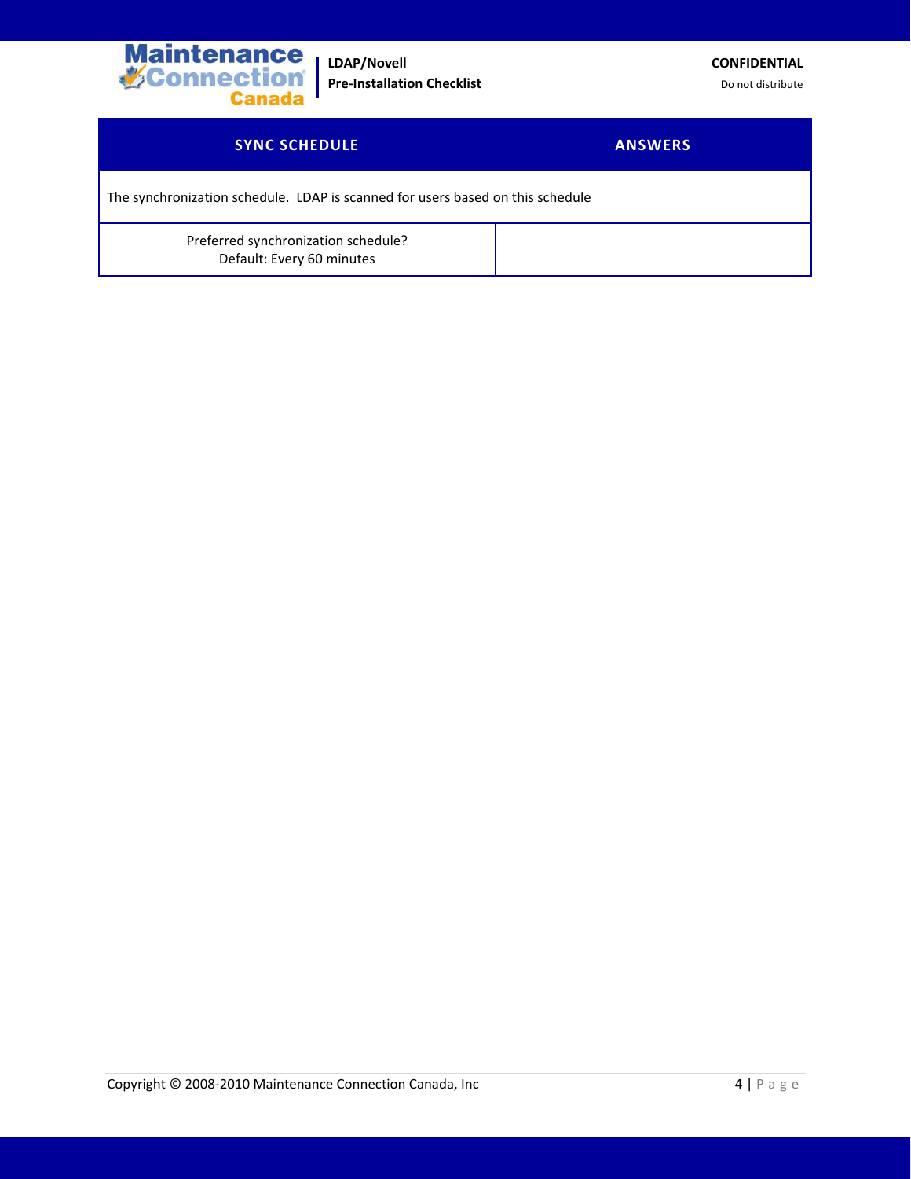| SYNC SCHEDULE | ANSWERS |
| --- | --- |
| The synchronization schedule. LDAP is scanned for users based on this schedule | |
| Preferred synchronization schedule?<br>Default: Every 60 minutes | |